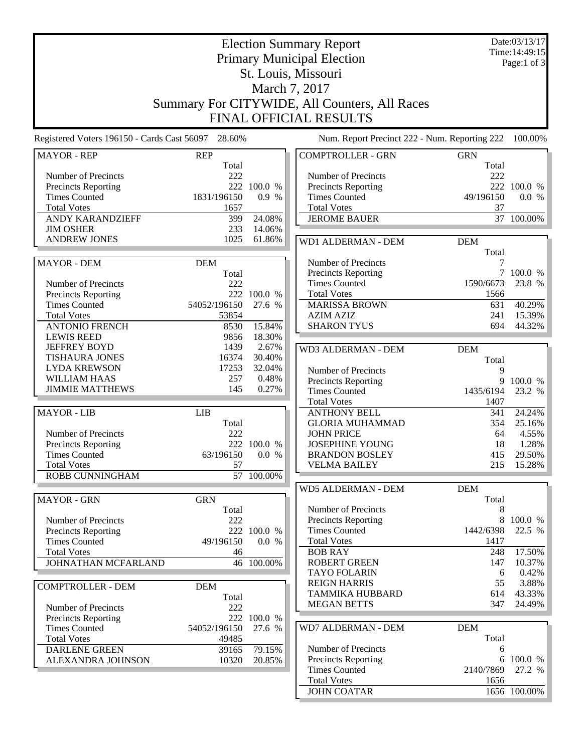# Election Summary Report

## Primary Municipal Election

## St. Louis, Missouri

## March 7, 2017

## Summary For CITYWIDE, All Counters, All Races

## FINAL OFFICIAL RESULTS

Date:03/13/17
Time:14:49:15

Registered Voters 196150 - Cards Cast 56097 28.60%

Num. Report Precinct 222 - Num. Reporting 222 100.00%

| MAYOR - REP | REP | |
|---|---|---|
| | Total | |
| Number of Precincts | 222 | |
| Precincts Reporting | 222 | 100.0 % |
| Times Counted | 1831/196150 | 0.9 % |
| Total Votes | 1657 | |
| ANDY KARANDZIEFF | 399 | 24.08% |
| JIM OSHER | 233 | 14.06% |
| ANDREW JONES | 1025 | 61.86% |

| MAYOR - DEM | DEM | |
|---|---|---|
| | Total | |
| Number of Precincts | 222 | |
| Precincts Reporting | 222 | 100.0 % |
| Times Counted | 54052/196150 | 27.6 % |
| Total Votes | 53854 | |
| ANTONIO FRENCH | 8530 | 15.84% |
| LEWIS REED | 9856 | 18.30% |
| JEFFREY BOYD | 1439 | 2.67% |
| TISHAURA JONES | 16374 | 30.40% |
| LYDA KREWSON | 17253 | 32.04% |
| WILLIAM HAAS | 257 | 0.48% |
| JIMMIE MATTHEWS | 145 | 0.27% |

| MAYOR - LIB | LIB | |
|---|---|---|
| | Total | |
| Number of Precincts | 222 | |
| Precincts Reporting | 222 | 100.0 % |
| Times Counted | 63/196150 | 0.0 % |
| Total Votes | 57 | |
| ROBB CUNNINGHAM | 57 | 100.00% |

| MAYOR - GRN | GRN | |
|---|---|---|
| | Total | |
| Number of Precincts | 222 | |
| Precincts Reporting | 222 | 100.0 % |
| Times Counted | 49/196150 | 0.0 % |
| Total Votes | 46 | |
| JOHNATHAN MCFARLAND | 46 | 100.00% |

| COMPTROLLER - DEM | DEM | |
|---|---|---|
| | Total | |
| Number of Precincts | 222 | |
| Precincts Reporting | 222 | 100.0 % |
| Times Counted | 54052/196150 | 27.6 % |
| Total Votes | 49485 | |
| DARLENE GREEN | 39165 | 79.15% |
| ALEXANDRA JOHNSON | 10320 | 20.85% |

| COMPTROLLER - GRN | GRN | |
|---|---|---|
| | Total | |
| Number of Precincts | 222 | |
| Precincts Reporting | 222 | 100.0 % |
| Times Counted | 49/196150 | 0.0 % |
| Total Votes | 37 | |
| JEROME BAUER | 37 | 100.00% |

| WD1 ALDERMAN - DEM | DEM | |
|---|---|---|
| | Total | |
| Number of Precincts | 7 | |
| Precincts Reporting | 7 | 100.0 % |
| Times Counted | 1590/6673 | 23.8 % |
| Total Votes | 1566 | |
| MARISSA BROWN | 631 | 40.29% |
| AZIM AZIZ | 241 | 15.39% |
| SHARON TYUS | 694 | 44.32% |

| WD3 ALDERMAN - DEM | DEM | |
|---|---|---|
| | Total | |
| Number of Precincts | 9 | |
| Precincts Reporting | 9 | 100.0 % |
| Times Counted | 1435/6194 | 23.2 % |
| Total Votes | 1407 | |
| ANTHONY BELL | 341 | 24.24% |
| GLORIA MUHAMMAD | 354 | 25.16% |
| JOHN PRICE | 64 | 4.55% |
| JOSEPHINE YOUNG | 18 | 1.28% |
| BRANDON BOSLEY | 415 | 29.50% |
| VELMA BAILEY | 215 | 15.28% |

| WD5 ALDERMAN - DEM | DEM | |
|---|---|---|
| | Total | |
| Number of Precincts | 8 | |
| Precincts Reporting | 8 | 100.0 % |
| Times Counted | 1442/6398 | 22.5 % |
| Total Votes | 1417 | |
| BOB RAY | 248 | 17.50% |
| ROBERT GREEN | 147 | 10.37% |
| TAYO FOLARIN | 6 | 0.42% |
| REIGN HARRIS | 55 | 3.88% |
| TAMMIKA HUBBARD | 614 | 43.33% |
| MEGAN BETTS | 347 | 24.49% |

| WD7 ALDERMAN - DEM | DEM | |
|---|---|---|
| | Total | |
| Number of Precincts | 6 | |
| Precincts Reporting | 6 | 100.0 % |
| Times Counted | 2140/7869 | 27.2 % |
| Total Votes | 1656 | |
| JOHN COATAR | 1656 | 100.00% |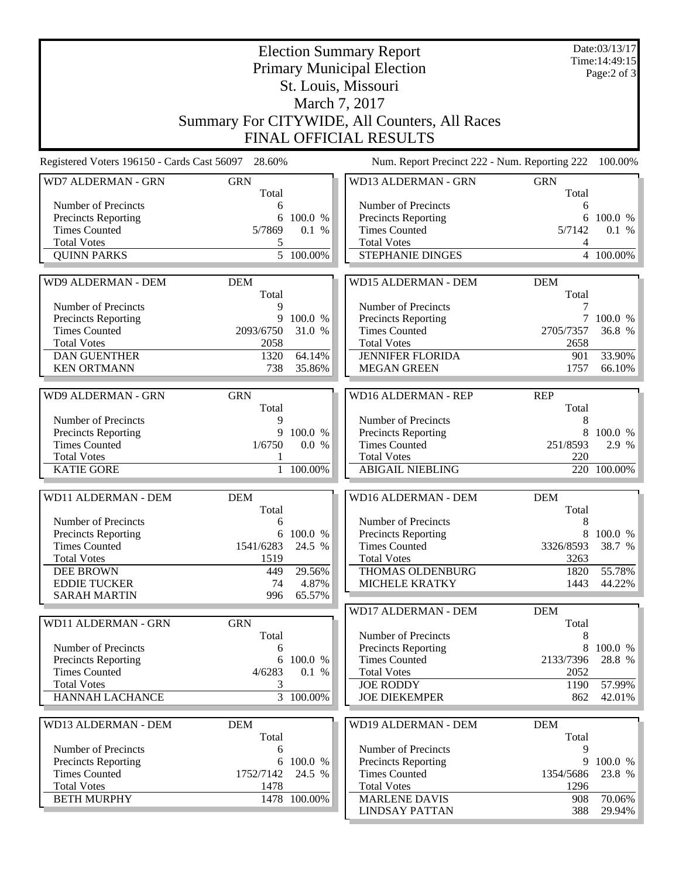# Election Summary Report
## Primary Municipal Election
## St. Louis, Missouri
## March 7, 2017
## Summary For CITYWIDE, All Counters, All Races
## FINAL OFFICIAL RESULTS

Date:03/13/17
Time:14:49:15

Registered Voters 196150 - Cards Cast 56097 28.60%

Num. Report Precinct 222 - Num. Reporting 222 100.00%

| WD7 ALDERMAN - GRN | GRN Total | |
|---|---|---|
| Number of Precincts | 6 | |
| Precincts Reporting | 6 | 100.0 % |
| Times Counted | 5/7869 | 0.1 % |
| Total Votes | 5 | |
| QUINN PARKS | 5 | 100.00% |

| WD9 ALDERMAN - DEM | DEM Total | |
|---|---|---|
| Number of Precincts | 9 | |
| Precincts Reporting | 9 | 100.0 % |
| Times Counted | 2093/6750 | 31.0 % |
| Total Votes | 2058 | |
| DAN GUENTHER | 1320 | 64.14% |
| KEN ORTMANN | 738 | 35.86% |

| WD9 ALDERMAN - GRN | GRN Total | |
|---|---|---|
| Number of Precincts | 9 | |
| Precincts Reporting | 9 | 100.0 % |
| Times Counted | 1/6750 | 0.0 % |
| Total Votes | 1 | |
| KATIE GORE | 1 | 100.00% |

| WD11 ALDERMAN - DEM | DEM Total | |
|---|---|---|
| Number of Precincts | 6 | |
| Precincts Reporting | 6 | 100.0 % |
| Times Counted | 1541/6283 | 24.5 % |
| Total Votes | 1519 | |
| DEE BROWN | 449 | 29.56% |
| EDDIE TUCKER | 74 | 4.87% |
| SARAH MARTIN | 996 | 65.57% |

| WD11 ALDERMAN - GRN | GRN Total | |
|---|---|---|
| Number of Precincts | 6 | |
| Precincts Reporting | 6 | 100.0 % |
| Times Counted | 4/6283 | 0.1 % |
| Total Votes | 3 | |
| HANNAH LACHANCE | 3 | 100.00% |

| WD13 ALDERMAN - DEM | DEM Total | |
|---|---|---|
| Number of Precincts | 6 | |
| Precincts Reporting | 6 | 100.0 % |
| Times Counted | 1752/7142 | 24.5 % |
| Total Votes | 1478 | |
| BETH MURPHY | 1478 | 100.00% |

| WD13 ALDERMAN - GRN | GRN Total | |
|---|---|---|
| Number of Precincts | 6 | |
| Precincts Reporting | 6 | 100.0 % |
| Times Counted | 5/7142 | 0.1 % |
| Total Votes | 4 | |
| STEPHANIE DINGES | 4 | 100.00% |

| WD15 ALDERMAN - DEM | DEM Total | |
|---|---|---|
| Number of Precincts | 7 | |
| Precincts Reporting | 7 | 100.0 % |
| Times Counted | 2705/7357 | 36.8 % |
| Total Votes | 2658 | |
| JENNIFER FLORIDA | 901 | 33.90% |
| MEGAN GREEN | 1757 | 66.10% |

| WD16 ALDERMAN - REP | REP Total | |
|---|---|---|
| Number of Precincts | 8 | |
| Precincts Reporting | 8 | 100.0 % |
| Times Counted | 251/8593 | 2.9 % |
| Total Votes | 220 | |
| ABIGAIL NIEBLING | 220 | 100.00% |

| WD16 ALDERMAN - DEM | DEM Total | |
|---|---|---|
| Number of Precincts | 8 | |
| Precincts Reporting | 8 | 100.0 % |
| Times Counted | 3326/8593 | 38.7 % |
| Total Votes | 3263 | |
| THOMAS OLDENBURG | 1820 | 55.78% |
| MICHELE KRATKY | 1443 | 44.22% |

| WD17 ALDERMAN - DEM | DEM Total | |
|---|---|---|
| Number of Precincts | 8 | |
| Precincts Reporting | 8 | 100.0 % |
| Times Counted | 2133/7396 | 28.8 % |
| Total Votes | 2052 | |
| JOE RODDY | 1190 | 57.99% |
| JOE DIEKEMPER | 862 | 42.01% |

| WD19 ALDERMAN - DEM | DEM Total | |
|---|---|---|
| Number of Precincts | 9 | |
| Precincts Reporting | 9 | 100.0 % |
| Times Counted | 1354/5686 | 23.8 % |
| Total Votes | 1296 | |
| MARLENE DAVIS | 908 | 70.06% |
| LINDSAY PATTAN | 388 | 29.94% |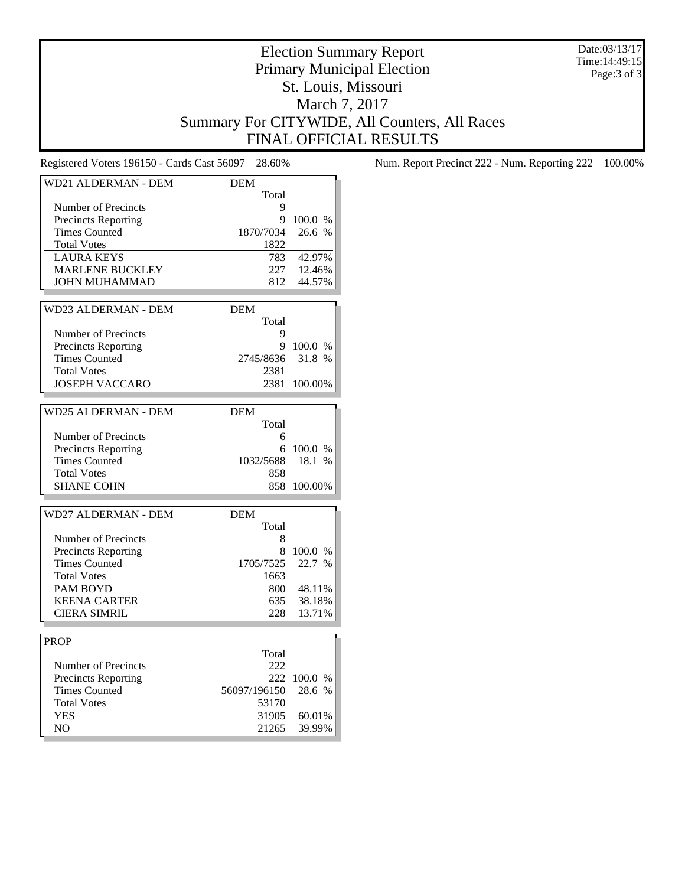# Election Summary Report
## Primary Municipal Election
## St. Louis, Missouri
## March 7, 2017
## Summary For CITYWIDE, All Counters, All Races
## FINAL OFFICIAL RESULTS

Date:03/13/17
Time:14:49:15

Registered Voters 196150 - Cards Cast 56097 28.60%

Num. Report Precinct 222 - Num. Reporting 222 100.00%

| WD21 ALDERMAN - DEM | DEM | |
|---|---|---|
| | Total | |
| Number of Precincts | 9 | |
| Precincts Reporting | 9 | 100.0 % |
| Times Counted | 1870/7034 | 26.6 % |
| Total Votes | 1822 | |
| LAURA KEYS | 783 | 42.97% |
| MARLENE BUCKLEY | 227 | 12.46% |
| JOHN MUHAMMAD | 812 | 44.57% |

| WD23 ALDERMAN - DEM | DEM | |
|---|---|---|
| | Total | |
| Number of Precincts | 9 | |
| Precincts Reporting | 9 | 100.0 % |
| Times Counted | 2745/8636 | 31.8 % |
| Total Votes | 2381 | |
| JOSEPH VACCARO | 2381 | 100.00% |

| WD25 ALDERMAN - DEM | DEM | |
|---|---|---|
| | Total | |
| Number of Precincts | 6 | |
| Precincts Reporting | 6 | 100.0 % |
| Times Counted | 1032/5688 | 18.1 % |
| Total Votes | 858 | |
| SHANE COHN | 858 | 100.00% |

| WD27 ALDERMAN - DEM | DEM | |
|---|---|---|
| | Total | |
| Number of Precincts | 8 | |
| Precincts Reporting | 8 | 100.0 % |
| Times Counted | 1705/7525 | 22.7 % |
| Total Votes | 1663 | |
| PAM BOYD | 800 | 48.11% |
| KEENA CARTER | 635 | 38.18% |
| CIERA SIMRIL | 228 | 13.71% |

| PROP | | |
|---|---|---|
| | Total | |
| Number of Precincts | 222 | |
| Precincts Reporting | 222 | 100.0 % |
| Times Counted | 56097/196150 | 28.6 % |
| Total Votes | 53170 | |
| YES | 31905 | 60.01% |
| NO | 21265 | 39.99% |